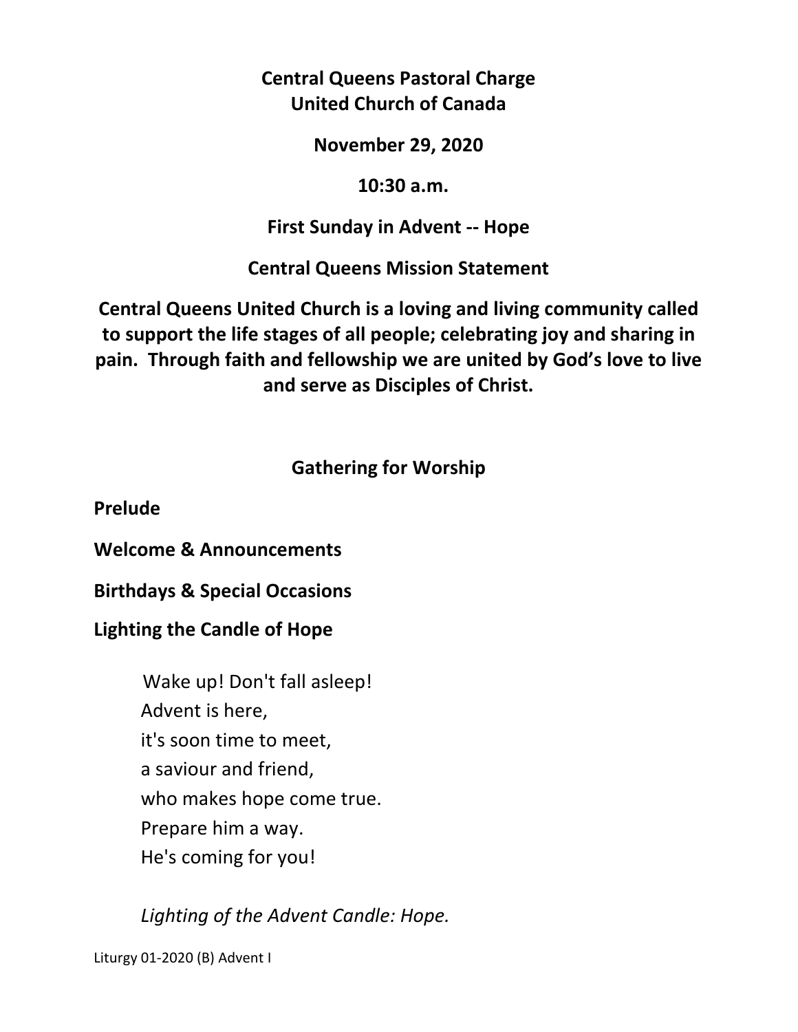**Central Queens Pastoral Charge**
**United Church of Canada**

**November 29, 2020**

**10:30 a.m.**

**First Sunday in Advent -- Hope**

**Central Queens Mission Statement**

**Central Queens United Church is a loving and living community called to support the life stages of all people; celebrating joy and sharing in pain. Through faith and fellowship we are united by God's love to live and serve as Disciples of Christ.**

## Gathering for Worship

**Prelude**

**Welcome & Announcements**

**Birthdays & Special Occasions**

**Lighting the Candle of Hope**

> Wake up! Don't fall asleep!
> Advent is here,
> it's soon time to meet,
> a saviour and friend,
> who makes hope come true.
> Prepare him a way.
> He's coming for you!

*Lighting of the Advent Candle: Hope.*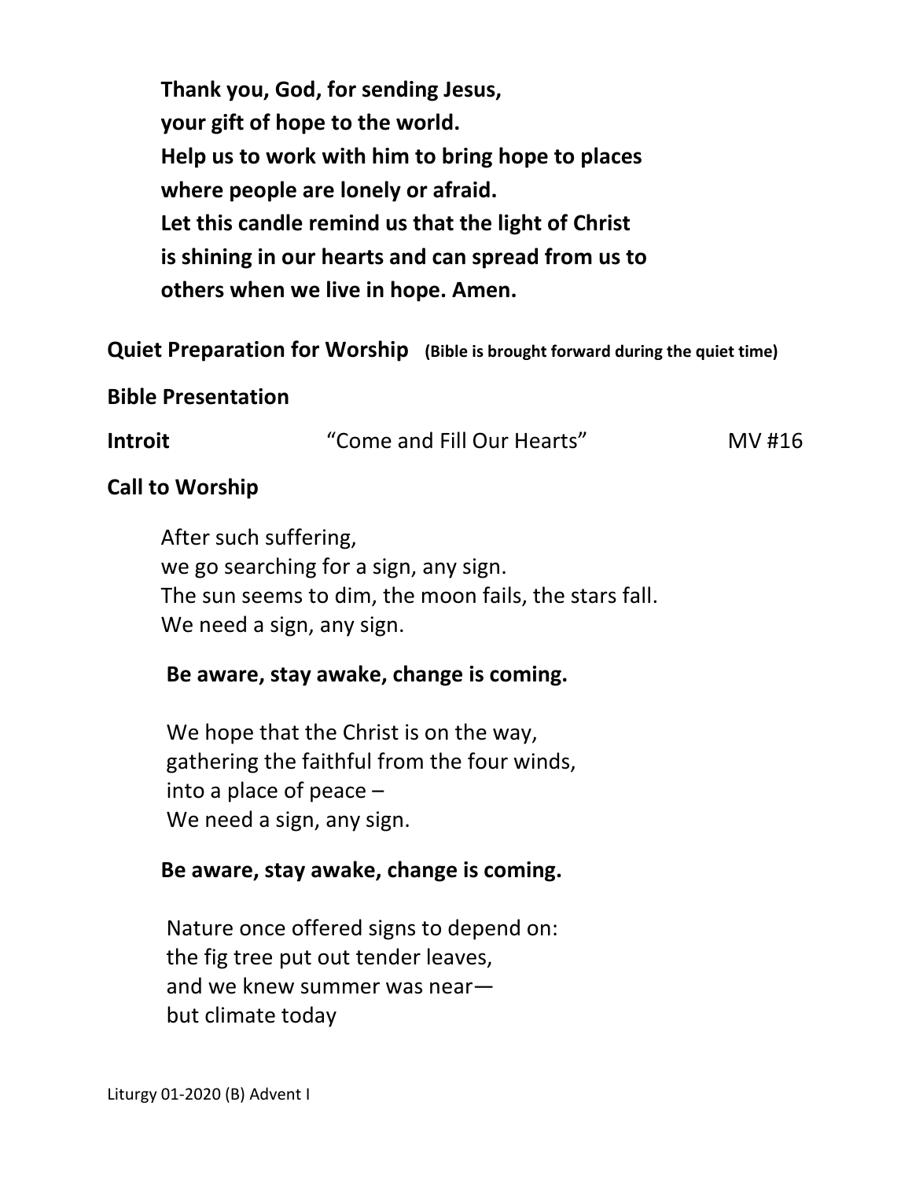**Thank you, God, for sending Jesus,**
**your gift of hope to the world.**
**Help us to work with him to bring hope to places**
**where people are lonely or afraid.**
**Let this candle remind us that the light of Christ**
**is shining in our hearts and can spread from us to**
**others when we live in hope. Amen.**

**Quiet Preparation for Worship** **(Bible is brought forward during the quiet time)**

**Bible Presentation**

**Introit** "Come and Fill Our Hearts" MV #16

**Call to Worship**

After such suffering,
we go searching for a sign, any sign.
The sun seems to dim, the moon fails, the stars fall.
We need a sign, any sign.

**Be aware, stay awake, change is coming.**

We hope that the Christ is on the way,
gathering the faithful from the four winds,
into a place of peace –
We need a sign, any sign.

**Be aware, stay awake, change is coming.**

Nature once offered signs to depend on:
the fig tree put out tender leaves,
and we knew summer was near—
but climate today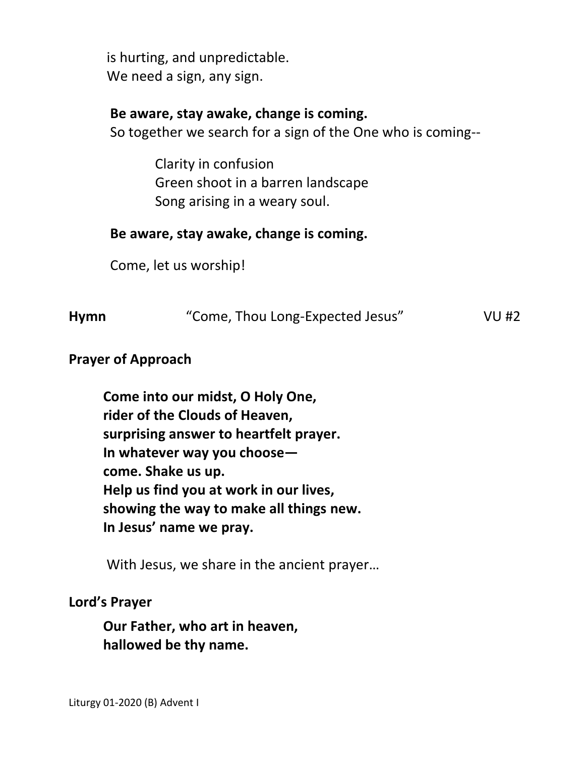is hurting, and unpredictable.
We need a sign, any sign.

**Be aware, stay awake, change is coming.**
So together we search for a sign of the One who is coming--

Clarity in confusion
Green shoot in a barren landscape
Song arising in a weary soul.

**Be aware, stay awake, change is coming.**

Come, let us worship!

**Hymn** "Come, Thou Long-Expected Jesus" VU #2

**Prayer of Approach**

**Come into our midst, O Holy One,**
**rider of the Clouds of Heaven,**
**surprising answer to heartfelt prayer.**
**In whatever way you choose—**
**come. Shake us up.**
**Help us find you at work in our lives,**
**showing the way to make all things new.**
**In Jesus' name we pray.**

With Jesus, we share in the ancient prayer…

**Lord's Prayer**

**Our Father, who art in heaven,**
**hallowed be thy name.**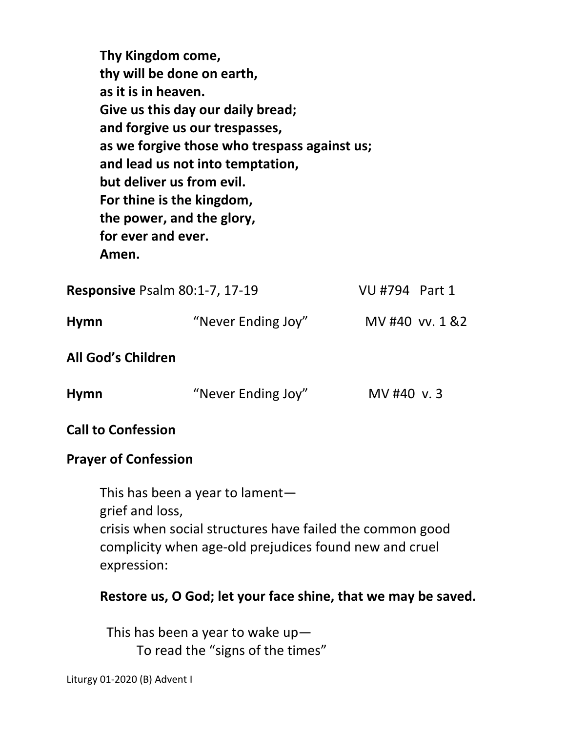**Thy Kingdom come,**
**thy will be done on earth,**
**as it is in heaven.**
**Give us this day our daily bread;**
**and forgive us our trespasses,**
**as we forgive those who trespass against us;**
**and lead us not into temptation,**
**but deliver us from evil.**
**For thine is the kingdom,**
**the power, and the glory,**
**for ever and ever.**
**Amen.**

**Responsive** Psalm 80:1-7, 17-19 VU #794 Part 1

**Hymn** "Never Ending Joy" MV #40 vv. 1 &2

**All God's Children**

**Hymn** "Never Ending Joy" MV #40 v. 3

**Call to Confession**

**Prayer of Confession**

This has been a year to lament—
grief and loss,
crisis when social structures have failed the common good
complicity when age-old prejudices found new and cruel expression:

**Restore us, O God; let your face shine, that we may be saved.**

This has been a year to wake up—
To read the "signs of the times"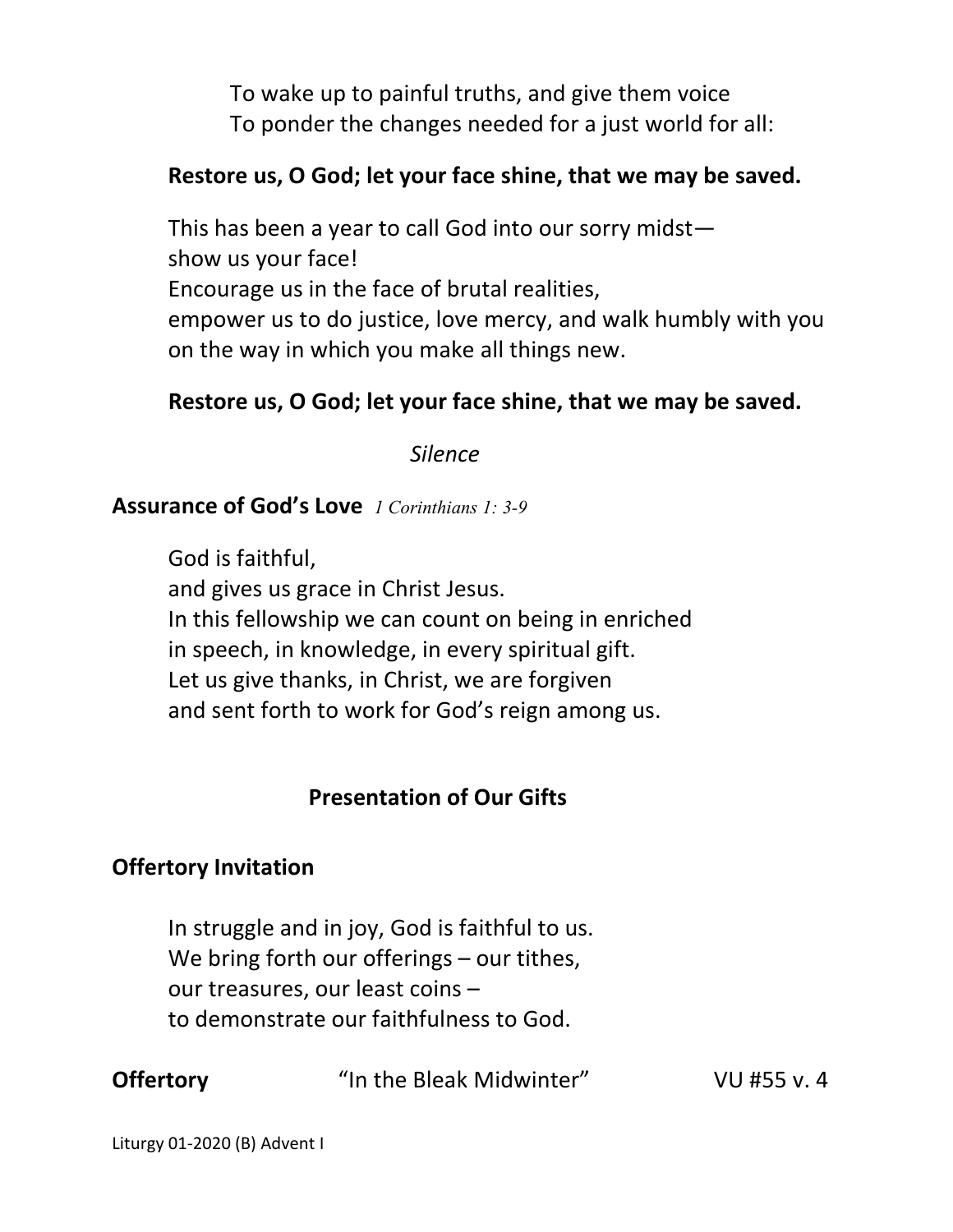To wake up to painful truths, and give them voice
To ponder the changes needed for a just world for all:

**Restore us, O God; let your face shine, that we may be saved.**

This has been a year to call God into our sorry midst—
show us your face!
Encourage us in the face of brutal realities,
empower us to do justice, love mercy, and walk humbly with you
on the way in which you make all things new.

**Restore us, O God; let your face shine, that we may be saved.**

*Silence*

**Assurance of God's Love** *1 Corinthians 1: 3-9*

God is faithful,
and gives us grace in Christ Jesus.
In this fellowship we can count on being in enriched
in speech, in knowledge, in every spiritual gift.
Let us give thanks, in Christ, we are forgiven
and sent forth to work for God's reign among us.

## Presentation of Our Gifts

**Offertory Invitation**

In struggle and in joy, God is faithful to us.
We bring forth our offerings – our tithes,
our treasures, our least coins –
to demonstrate our faithfulness to God.

**Offertory** "In the Bleak Midwinter" VU #55 v. 4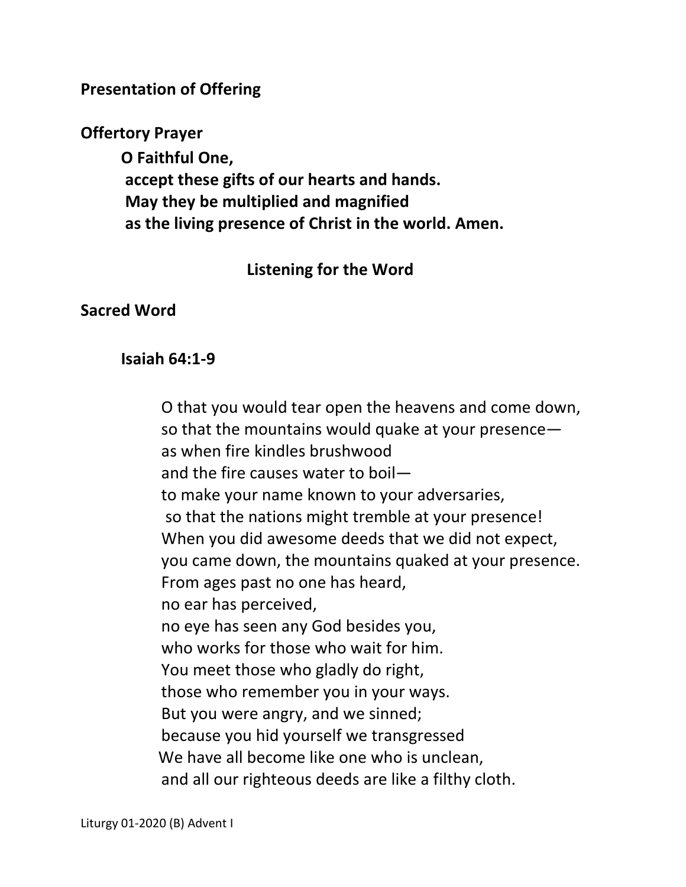**Presentation of Offering**

**Offertory Prayer**

**O Faithful One,**
**accept these gifts of our hearts and hands.**
**May they be multiplied and magnified**
**as the living presence of Christ in the world. Amen.**

## Listening for the Word

**Sacred Word**

**Isaiah 64:1-9**

O that you would tear open the heavens and come down,
so that the mountains would quake at your presence—
as when fire kindles brushwood
and the fire causes water to boil—
to make your name known to your adversaries,
so that the nations might tremble at your presence!
When you did awesome deeds that we did not expect,
you came down, the mountains quaked at your presence.
From ages past no one has heard,
no ear has perceived,
no eye has seen any God besides you,
who works for those who wait for him.
You meet those who gladly do right,
those who remember you in your ways.
But you were angry, and we sinned;
because you hid yourself we transgressed
We have all become like one who is unclean,
and all our righteous deeds are like a filthy cloth.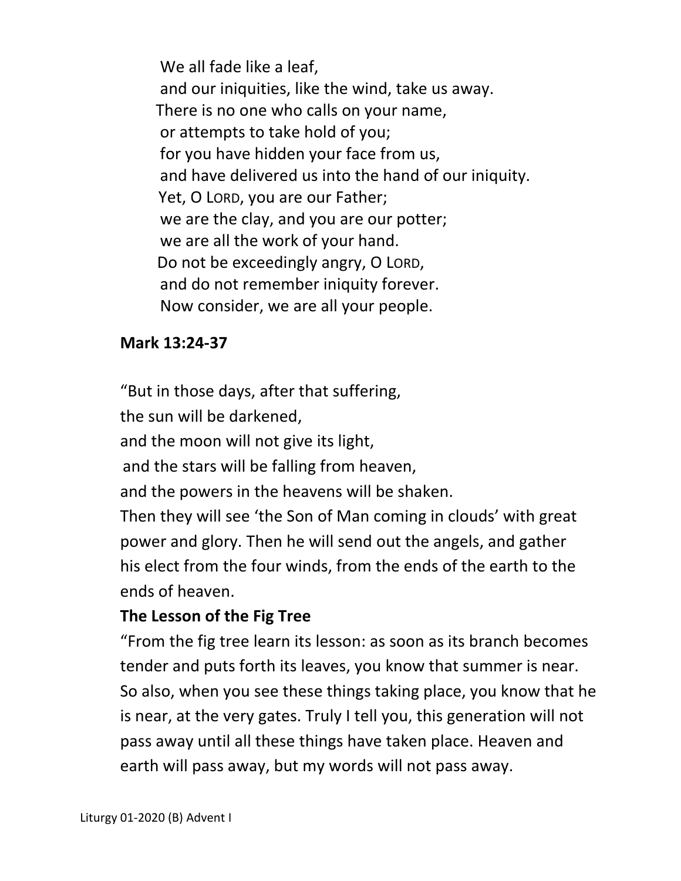We all fade like a leaf,  
and our iniquities, like the wind, take us away.  
There is no one who calls on your name,  
or attempts to take hold of you;  
for you have hidden your face from us,  
and have delivered us into the hand of our iniquity.  
Yet, O LORD, you are our Father;  
we are the clay, and you are our potter;  
we are all the work of your hand.  
Do not be exceedingly angry, O LORD,  
and do not remember iniquity forever.  
Now consider, we are all your people.

**Mark 13:24-37**

"But in those days, after that suffering,  
the sun will be darkened,  
and the moon will not give its light,  
and the stars will be falling from heaven,  
and the powers in the heavens will be shaken.  
Then they will see 'the Son of Man coming in clouds' with great power and glory. Then he will send out the angels, and gather his elect from the four winds, from the ends of the earth to the ends of heaven.

**The Lesson of the Fig Tree**

"From the fig tree learn its lesson: as soon as its branch becomes tender and puts forth its leaves, you know that summer is near. So also, when you see these things taking place, you know that he is near, at the very gates. Truly I tell you, this generation will not pass away until all these things have taken place. Heaven and earth will pass away, but my words will not pass away.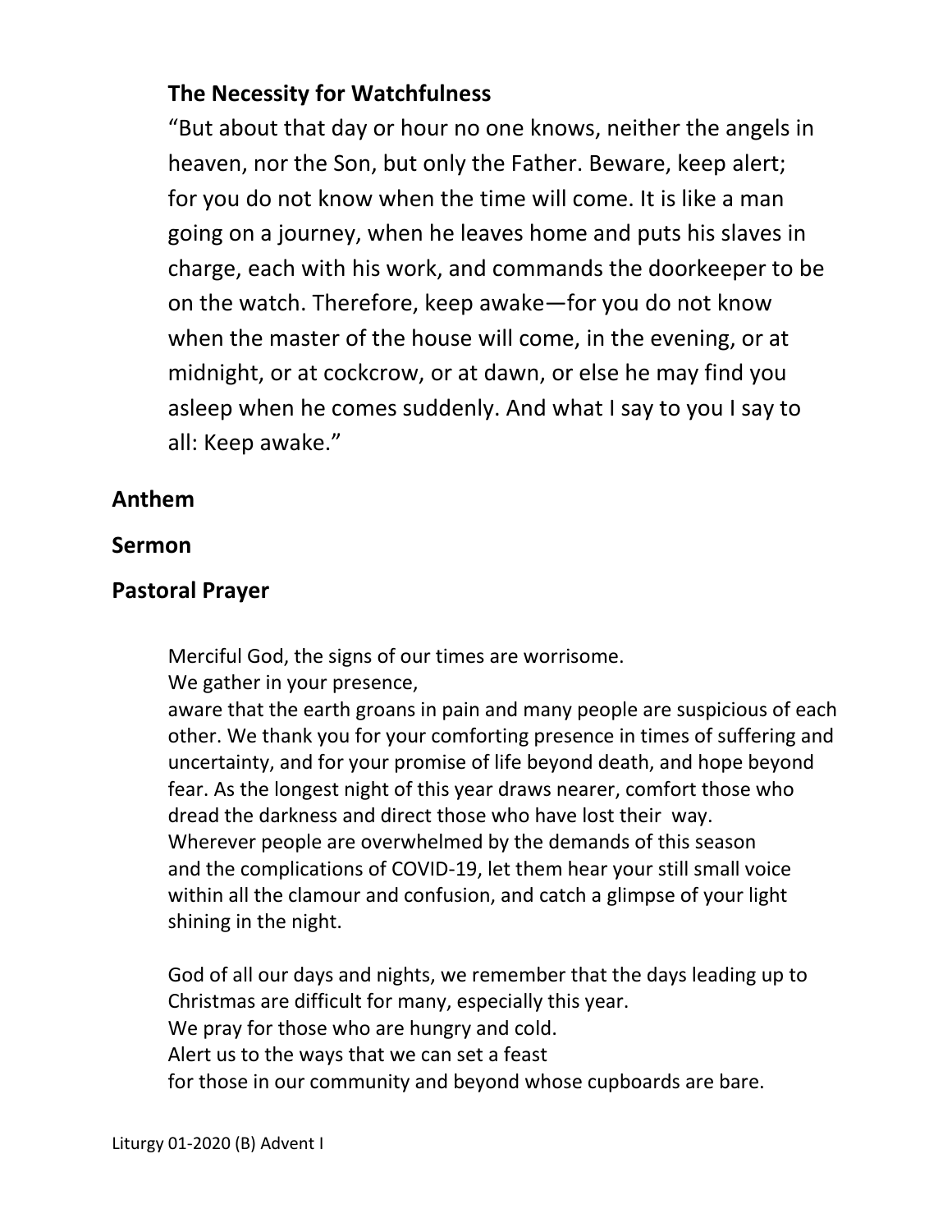**The Necessity for Watchfulness**

"But about that day or hour no one knows, neither the angels in heaven, nor the Son, but only the Father. Beware, keep alert; for you do not know when the time will come. It is like a man going on a journey, when he leaves home and puts his slaves in charge, each with his work, and commands the doorkeeper to be on the watch. Therefore, keep awake—for you do not know when the master of the house will come, in the evening, or at midnight, or at cockcrow, or at dawn, or else he may find you asleep when he comes suddenly. And what I say to you I say to all: Keep awake."

**Anthem**

**Sermon**

**Pastoral Prayer**

Merciful God, the signs of our times are worrisome.
We gather in your presence,
aware that the earth groans in pain and many people are suspicious of each other. We thank you for your comforting presence in times of suffering and uncertainty, and for your promise of life beyond death, and hope beyond fear. As the longest night of this year draws nearer, comfort those who dread the darkness and direct those who have lost their way.
Wherever people are overwhelmed by the demands of this season and the complications of COVID-19, let them hear your still small voice within all the clamour and confusion, and catch a glimpse of your light shining in the night.

God of all our days and nights, we remember that the days leading up to Christmas are difficult for many, especially this year.
We pray for those who are hungry and cold.
Alert us to the ways that we can set a feast
for those in our community and beyond whose cupboards are bare.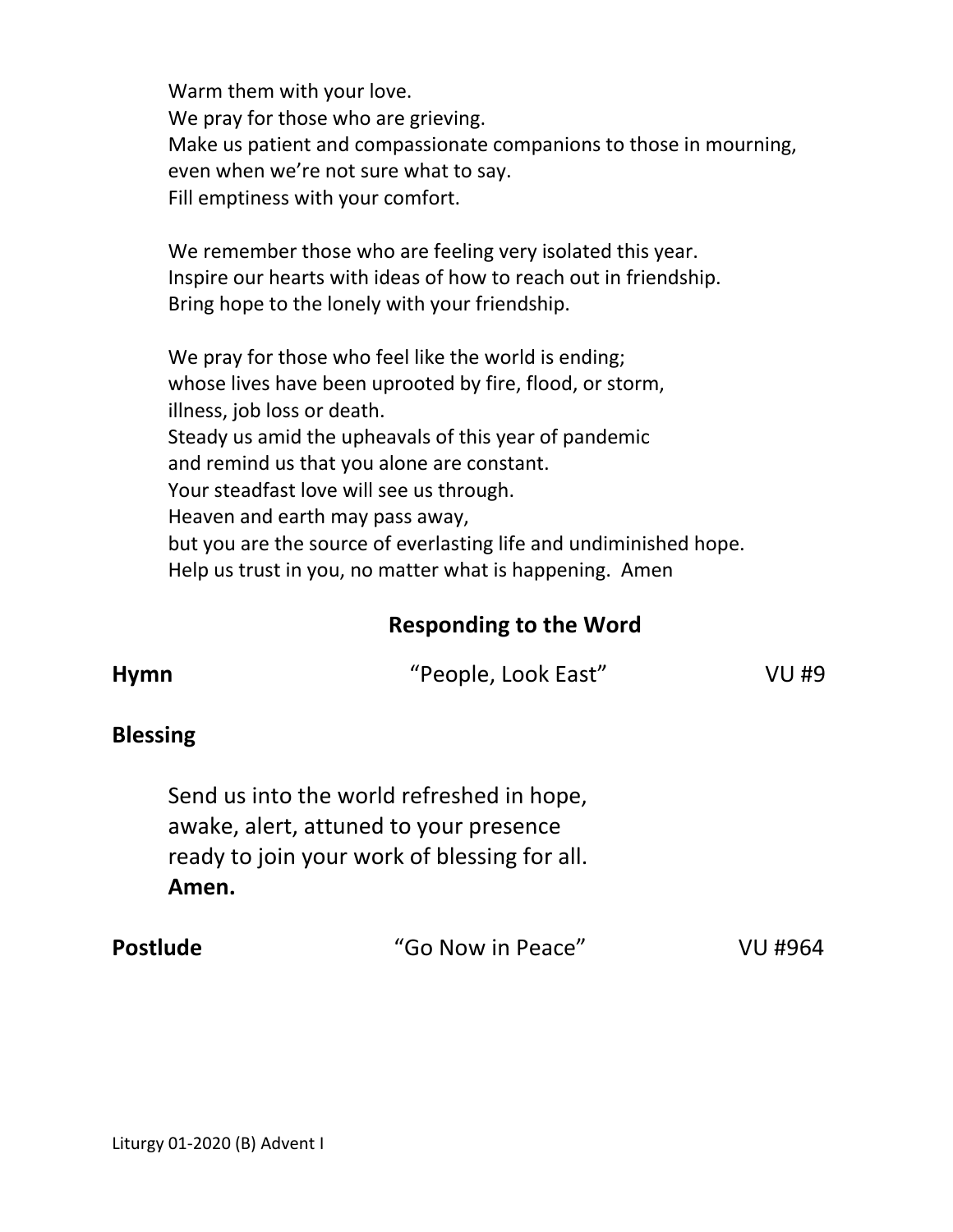Warm them with your love.
We pray for those who are grieving.
Make us patient and compassionate companions to those in mourning,
even when we're not sure what to say.
Fill emptiness with your comfort.

We remember those who are feeling very isolated this year.
Inspire our hearts with ideas of how to reach out in friendship.
Bring hope to the lonely with your friendship.

We pray for those who feel like the world is ending;
whose lives have been uprooted by fire, flood, or storm,
illness, job loss or death.
Steady us amid the upheavals of this year of pandemic
and remind us that you alone are constant.
Your steadfast love will see us through.
Heaven and earth may pass away,
but you are the source of everlasting life and undiminished hope.
Help us trust in you, no matter what is happening. Amen

## Responding to the Word

**Hymn** "People, Look East" VU #9

**Blessing**

Send us into the world refreshed in hope,
awake, alert, attuned to your presence
ready to join your work of blessing for all.
**Amen.**

**Postlude** "Go Now in Peace" VU #964